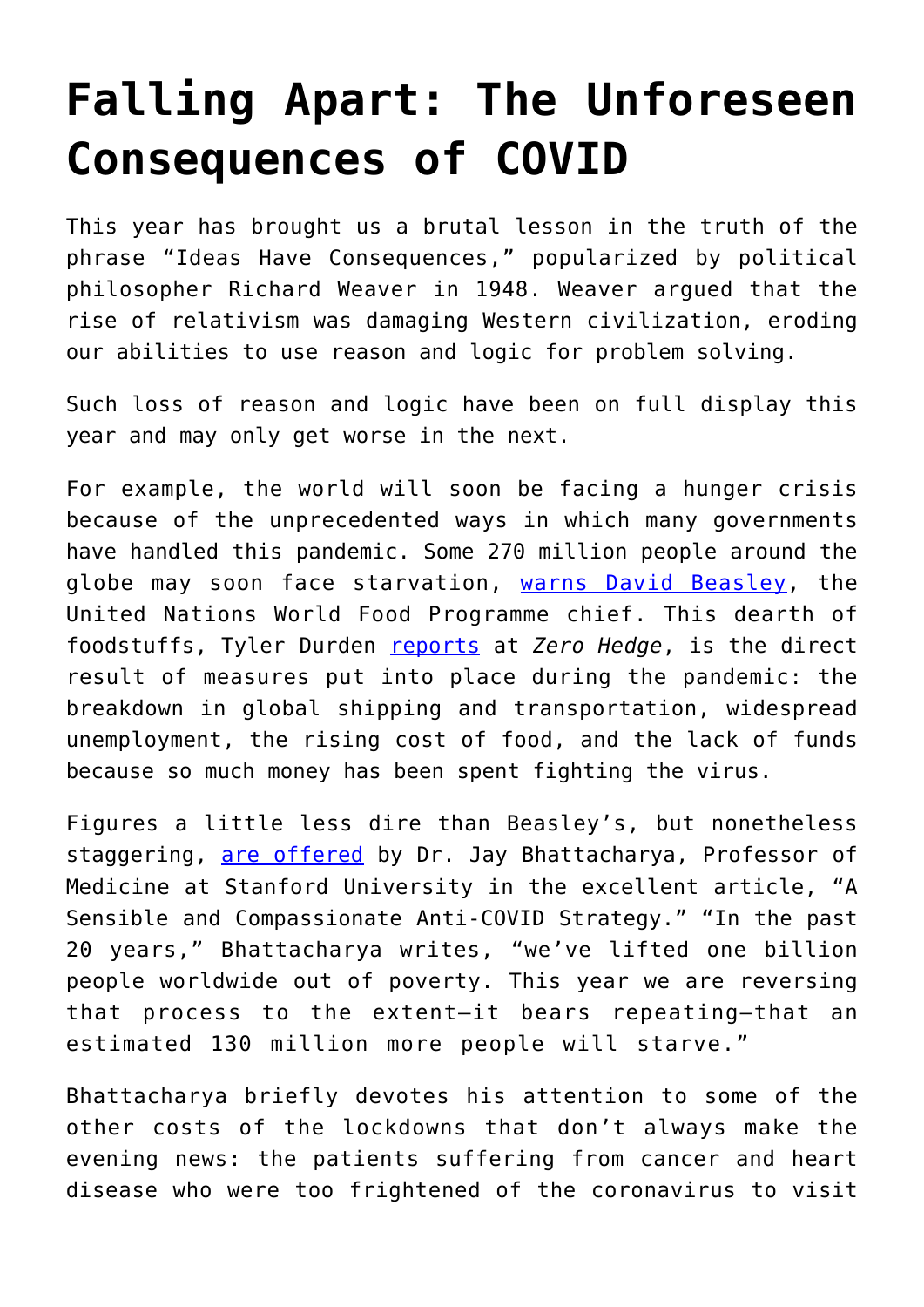# Falling Apart: The Unforeseen Consequences of COVID

This year has brought us a brutal lesson in the truth of the phrase "Ideas Have Consequences," popularized by political philosopher Richard Weaver in 1948. Weaver argued that the rise of relativism was damaging Western civilization, eroding our abilities to use reason and logic for problem solving.

Such loss of reason and logic have been on full display this year and may only get worse in the next.

For example, the world will soon be facing a hunger crisis because of the unprecedented ways in which many governments have handled this pandemic. Some 270 million people around the globe may soon face starvation, warns David Beasley, the United Nations World Food Programme chief. This dearth of foodstuffs, Tyler Durden reports at *Zero Hedge*, is the direct result of measures put into place during the pandemic: the breakdown in global shipping and transportation, widespread unemployment, the rising cost of food, and the lack of funds because so much money has been spent fighting the virus.

Figures a little less dire than Beasley's, but nonetheless staggering, are offered by Dr. Jay Bhattacharya, Professor of Medicine at Stanford University in the excellent article, "A Sensible and Compassionate Anti-COVID Strategy." "In the past 20 years," Bhattacharya writes, "we've lifted one billion people worldwide out of poverty. This year we are reversing that process to the extent—it bears repeating—that an estimated 130 million more people will starve."

Bhattacharya briefly devotes his attention to some of the other costs of the lockdowns that don't always make the evening news: the patients suffering from cancer and heart disease who were too frightened of the coronavirus to visit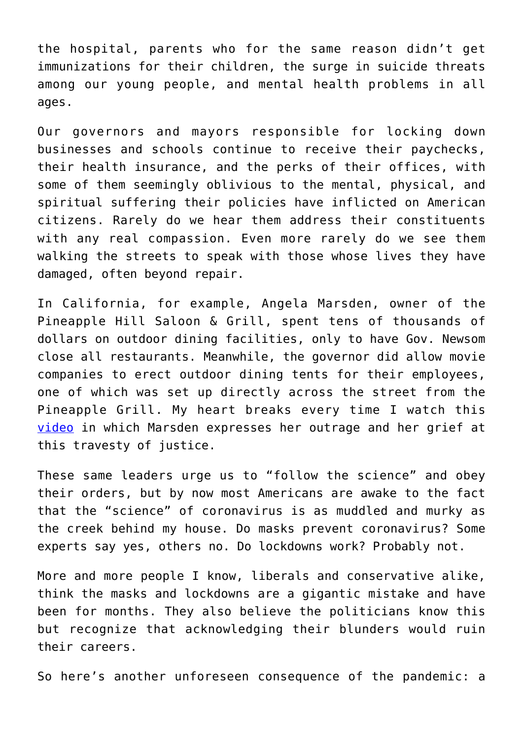the hospital, parents who for the same reason didn't get immunizations for their children, the surge in suicide threats among our young people, and mental health problems in all ages.

Our governors and mayors responsible for locking down businesses and schools continue to receive their paychecks, their health insurance, and the perks of their offices, with some of them seemingly oblivious to the mental, physical, and spiritual suffering their policies have inflicted on American citizens. Rarely do we hear them address their constituents with any real compassion. Even more rarely do we see them walking the streets to speak with those whose lives they have damaged, often beyond repair.

In California, for example, Angela Marsden, owner of the Pineapple Hill Saloon & Grill, spent tens of thousands of dollars on outdoor dining facilities, only to have Gov. Newsom close all restaurants. Meanwhile, the governor did allow movie companies to erect outdoor dining tents for their employees, one of which was set up directly across the street from the Pineapple Grill. My heart breaks every time I watch this video in which Marsden expresses her outrage and her grief at this travesty of justice.

These same leaders urge us to "follow the science" and obey their orders, but by now most Americans are awake to the fact that the "science" of coronavirus is as muddled and murky as the creek behind my house. Do masks prevent coronavirus? Some experts say yes, others no. Do lockdowns work? Probably not.

More and more people I know, liberals and conservative alike, think the masks and lockdowns are a gigantic mistake and have been for months. They also believe the politicians know this but recognize that acknowledging their blunders would ruin their careers.

So here's another unforeseen consequence of the pandemic: a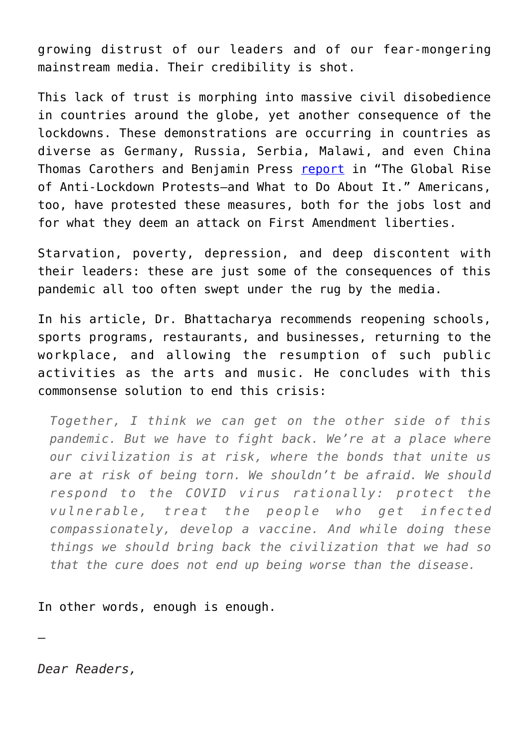growing distrust of our leaders and of our fear-mongering mainstream media. Their credibility is shot.

This lack of trust is morphing into massive civil disobedience in countries around the globe, yet another consequence of the lockdowns. These demonstrations are occurring in countries as diverse as Germany, Russia, Serbia, Malawi, and even China Thomas Carothers and Benjamin Press [report](report) in "The Global Rise of Anti-Lockdown Protests—and What to Do About It." Americans, too, have protested these measures, both for the jobs lost and for what they deem an attack on First Amendment liberties.

Starvation, poverty, depression, and deep discontent with their leaders: these are just some of the consequences of this pandemic all too often swept under the rug by the media.

In his article, Dr. Bhattacharya recommends reopening schools, sports programs, restaurants, and businesses, returning to the workplace, and allowing the resumption of such public activities as the arts and music. He concludes with this commonsense solution to end this crisis:

> *Together, I think we can get on the other side of this pandemic. But we have to fight back. We're at a place where our civilization is at risk, where the bonds that unite us are at risk of being torn. We shouldn't be afraid. We should respond to the COVID virus rationally: protect the vulnerable, treat the people who get infected compassionately, develop a vaccine. And while doing these things we should bring back the civilization that we had so that the cure does not end up being worse than the disease.*

In other words, enough is enough.

—

*Dear Readers,*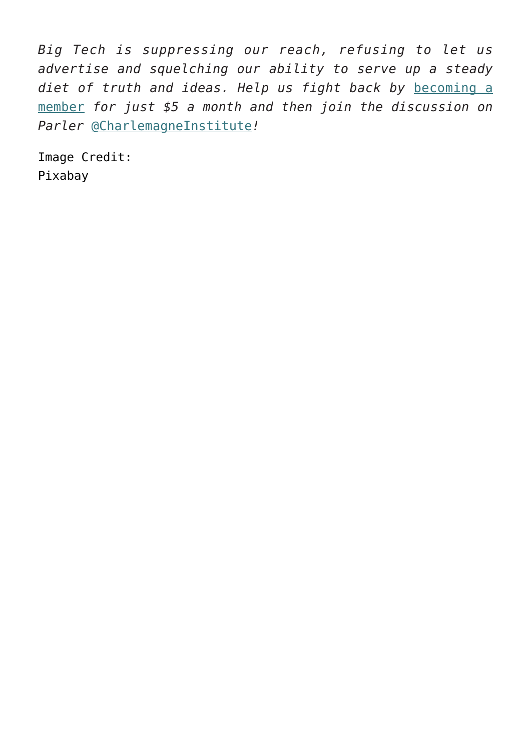*Big Tech is suppressing our reach, refusing to let us advertise and squelching our ability to serve up a steady diet of truth and ideas. Help us fight back by [becoming a member](#) for just $5 a month and then join the discussion on Parler [@CharlemagneInstitute](#)!*

Image Credit:
Pixabay